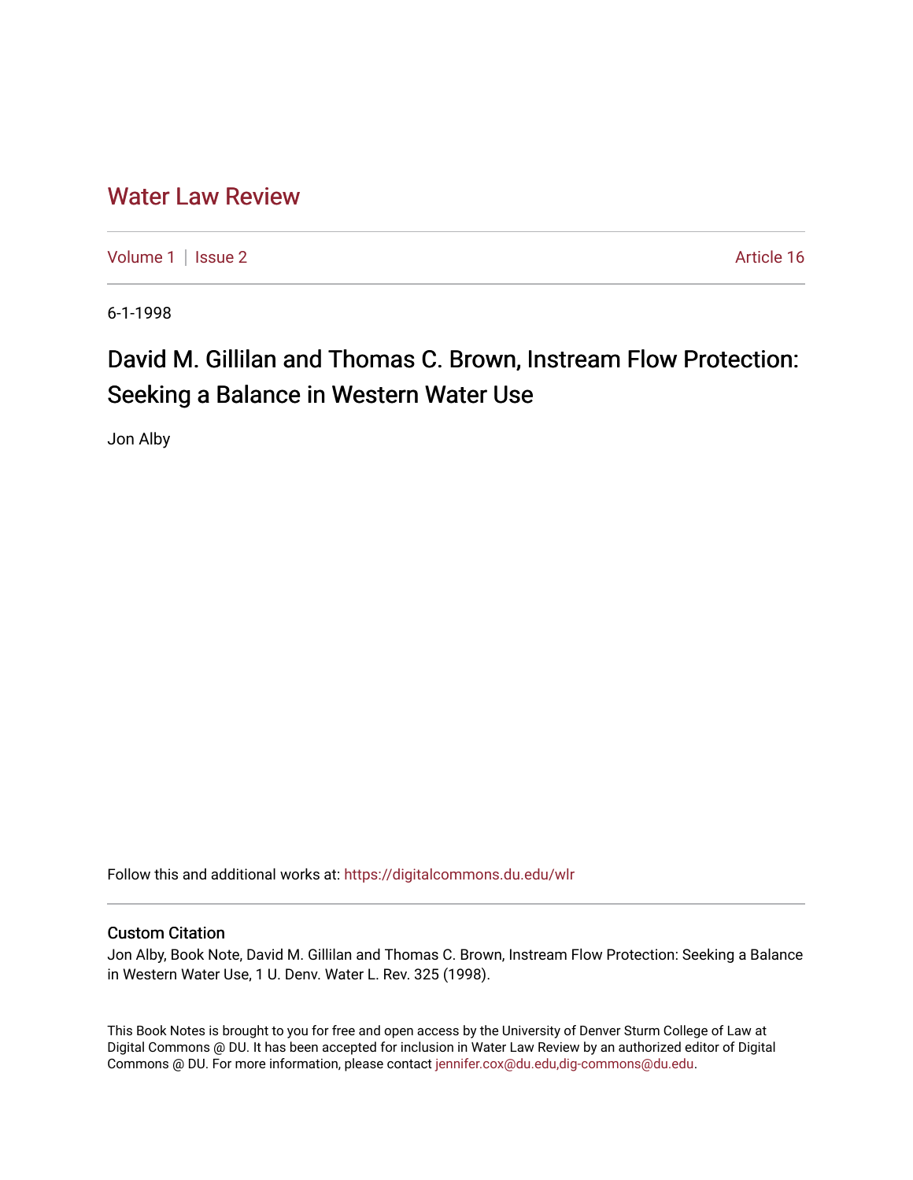# Water Law Review

Volume 1 | Issue 2 | Article 16

6-1-1998

## David M. Gillilan and Thomas C. Brown, Instream Flow Protection: Seeking a Balance in Western Water Use

Jon Alby

Follow this and additional works at: https://digitalcommons.du.edu/wlr

### Custom Citation

Jon Alby, Book Note, David M. Gillilan and Thomas C. Brown, Instream Flow Protection: Seeking a Balance in Western Water Use, 1 U. Denv. Water L. Rev. 325 (1998).

This Book Notes is brought to you for free and open access by the University of Denver Sturm College of Law at Digital Commons @ DU. It has been accepted for inclusion in Water Law Review by an authorized editor of Digital Commons @ DU. For more information, please contact jennifer.cox@du.edu,dig-commons@du.edu.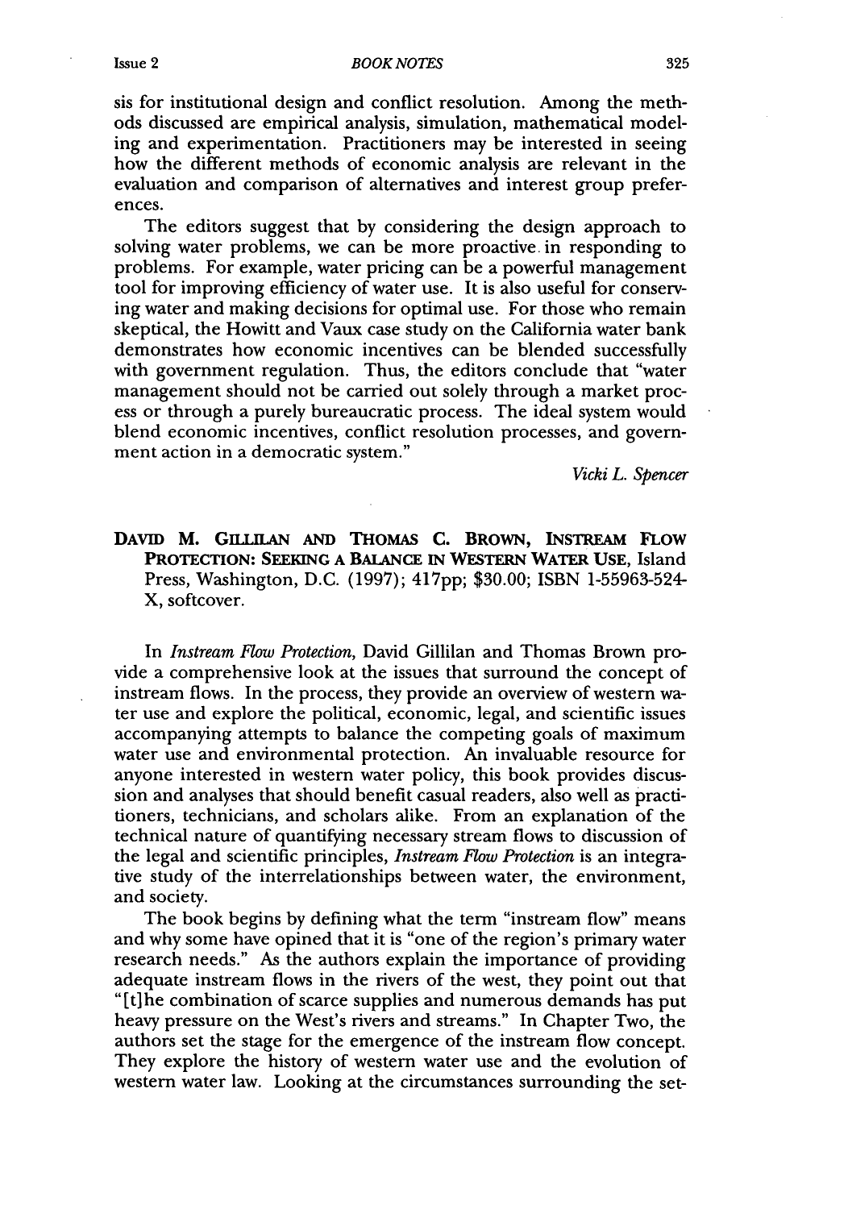sis for institutional design and conflict resolution. Among the methods discussed are empirical analysis, simulation, mathematical modeling and experimentation. Practitioners may be interested in seeing how the different methods of economic analysis are relevant in the evaluation and comparison of alternatives and interest group preferences.

The editors suggest that by considering the design approach to solving water problems, we can be more proactive in responding to problems. For example, water pricing can be a powerful management tool for improving efficiency of water use. It is also useful for conserving water and making decisions for optimal use. For those who remain skeptical, the Howitt and Vaux case study on the California water bank demonstrates how economic incentives can be blended successfully with government regulation. Thus, the editors conclude that "water management should not be carried out solely through a market process or through a purely bureaucratic process. The ideal system would blend economic incentives, conflict resolution processes, and government action in a democratic system."

*Vicki L. Spencer*

**DAVID M. GILLILAN AND THOMAS C. BROWN, INSTREAM FLOW PROTECTION: SEEKING A BALANCE IN WESTERN WATER USE,** Island Press, Washington, D.C. (1997); 417pp; $30.00; ISBN 1-55963-524-X, softcover.

In *Instream Flow Protection*, David Gillilan and Thomas Brown provide a comprehensive look at the issues that surround the concept of instream flows. In the process, they provide an overview of western water use and explore the political, economic, legal, and scientific issues accompanying attempts to balance the competing goals of maximum water use and environmental protection. An invaluable resource for anyone interested in western water policy, this book provides discussion and analyses that should benefit casual readers, also well as practitioners, technicians, and scholars alike. From an explanation of the technical nature of quantifying necessary stream flows to discussion of the legal and scientific principles, *Instream Flow Protection* is an integrative study of the interrelationships between water, the environment, and society.

The book begins by defining what the term "instream flow" means and why some have opined that it is "one of the region's primary water research needs." As the authors explain the importance of providing adequate instream flows in the rivers of the west, they point out that "[t]he combination of scarce supplies and numerous demands has put heavy pressure on the West's rivers and streams." In Chapter Two, the authors set the stage for the emergence of the instream flow concept. They explore the history of western water use and the evolution of western water law. Looking at the circumstances surrounding the set-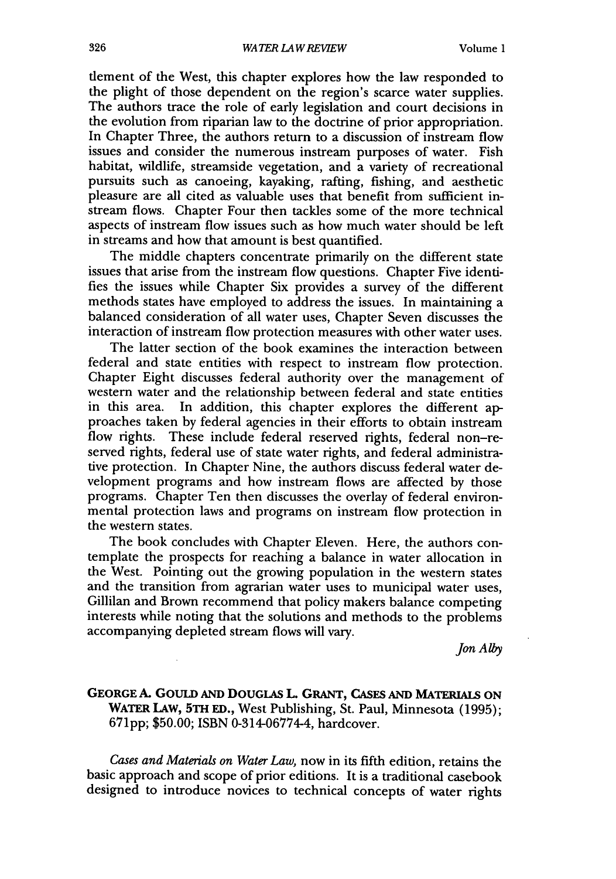tlement of the West, this chapter explores how the law responded to the plight of those dependent on the region's scarce water supplies. The authors trace the role of early legislation and court decisions in the evolution from riparian law to the doctrine of prior appropriation. In Chapter Three, the authors return to a discussion of instream flow issues and consider the numerous instream purposes of water. Fish habitat, wildlife, streamside vegetation, and a variety of recreational pursuits such as canoeing, kayaking, rafting, fishing, and aesthetic pleasure are all cited as valuable uses that benefit from sufficient instream flows. Chapter Four then tackles some of the more technical aspects of instream flow issues such as how much water should be left in streams and how that amount is best quantified.

The middle chapters concentrate primarily on the different state issues that arise from the instream flow questions. Chapter Five identifies the issues while Chapter Six provides a survey of the different methods states have employed to address the issues. In maintaining a balanced consideration of all water uses, Chapter Seven discusses the interaction of instream flow protection measures with other water uses.

The latter section of the book examines the interaction between federal and state entities with respect to instream flow protection. Chapter Eight discusses federal authority over the management of western water and the relationship between federal and state entities in this area. In addition, this chapter explores the different approaches taken by federal agencies in their efforts to obtain instream flow rights. These include federal reserved rights, federal non-reserved rights, federal use of state water rights, and federal administrative protection. In Chapter Nine, the authors discuss federal water development programs and how instream flows are affected by those programs. Chapter Ten then discusses the overlay of federal environmental protection laws and programs on instream flow protection in the western states.

The book concludes with Chapter Eleven. Here, the authors contemplate the prospects for reaching a balance in water allocation in the West. Pointing out the growing population in the western states and the transition from agrarian water uses to municipal water uses, Gillilan and Brown recommend that policy makers balance competing interests while noting that the solutions and methods to the problems accompanying depleted stream flows will vary.

*Jon Alby*

**GEORGE A. GOULD AND DOUGLAS L. GRANT, CASES AND MATERIALS ON WATER LAW, 5TH ED.,** West Publishing, St. Paul, Minnesota (1995); 671pp; $50.00; ISBN 0-314-06774-4, hardcover.

*Cases and Materials on Water Law,* now in its fifth edition, retains the basic approach and scope of prior editions. It is a traditional casebook designed to introduce novices to technical concepts of water rights